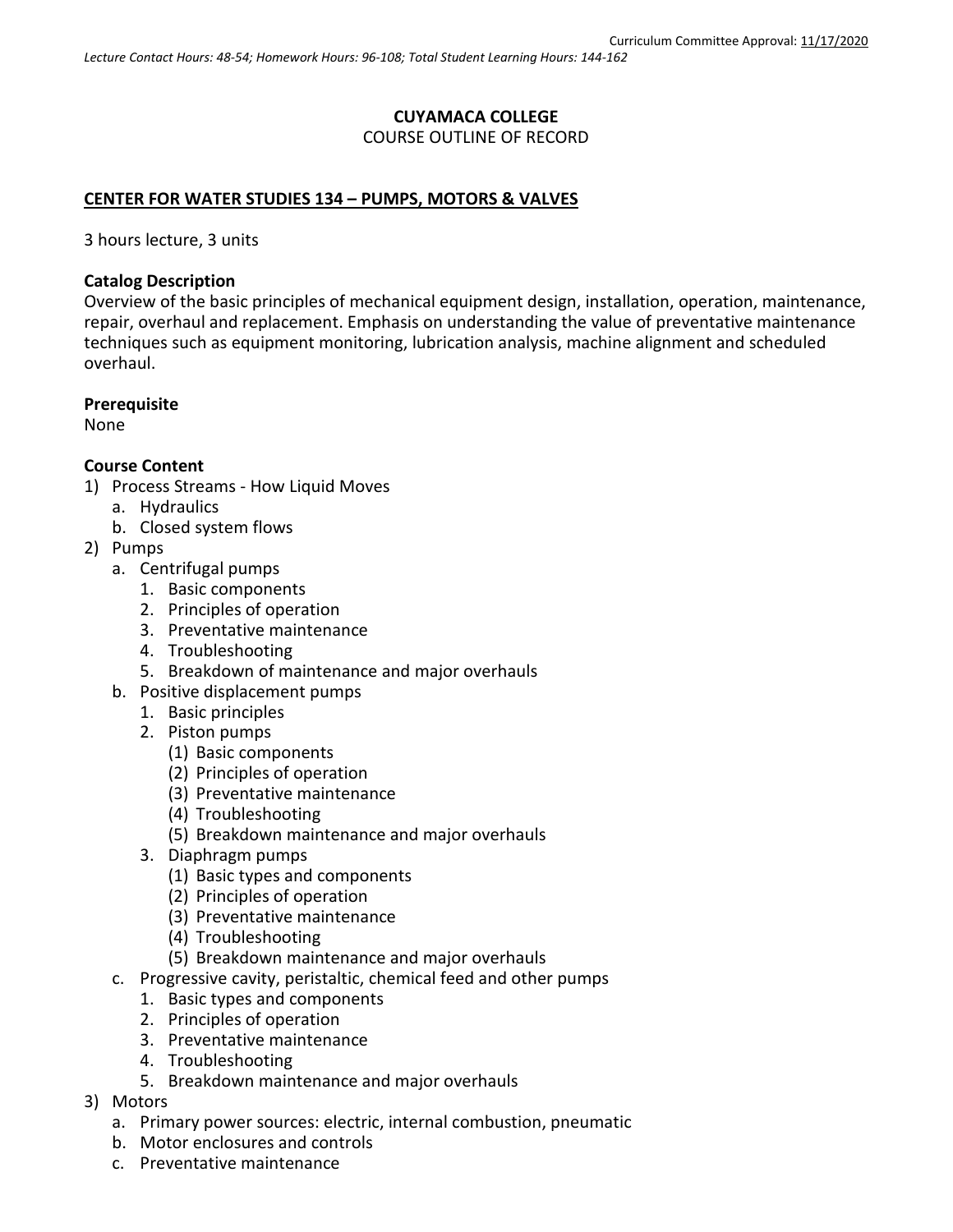Curriculum Committee Approval: 11/17/2020

*Lecture Contact Hours: 48-54; Homework Hours: 96-108; Total Student Learning Hours: 144-162*

**CUYAMACA COLLEGE**
COURSE OUTLINE OF RECORD

**CENTER FOR WATER STUDIES 134 – PUMPS, MOTORS & VALVES**

3 hours lecture, 3 units

**Catalog Description**
Overview of the basic principles of mechanical equipment design, installation, operation, maintenance, repair, overhaul and replacement. Emphasis on understanding the value of preventative maintenance techniques such as equipment monitoring, lubrication analysis, machine alignment and scheduled overhaul.

**Prerequisite**
None

**Course Content**

1) Process Streams - How Liquid Moves
   a. Hydraulics
   b. Closed system flows
2) Pumps
   a. Centrifugal pumps
      1. Basic components
      2. Principles of operation
      3. Preventative maintenance
      4. Troubleshooting
      5. Breakdown of maintenance and major overhauls
   b. Positive displacement pumps
      1. Basic principles
      2. Piston pumps
         (1) Basic components
         (2) Principles of operation
         (3) Preventative maintenance
         (4) Troubleshooting
         (5) Breakdown maintenance and major overhauls
      3. Diaphragm pumps
         (1) Basic types and components
         (2) Principles of operation
         (3) Preventative maintenance
         (4) Troubleshooting
         (5) Breakdown maintenance and major overhauls
   c. Progressive cavity, peristaltic, chemical feed and other pumps
      1. Basic types and components
      2. Principles of operation
      3. Preventative maintenance
      4. Troubleshooting
      5. Breakdown maintenance and major overhauls
3) Motors
   a. Primary power sources: electric, internal combustion, pneumatic
   b. Motor enclosures and controls
   c. Preventative maintenance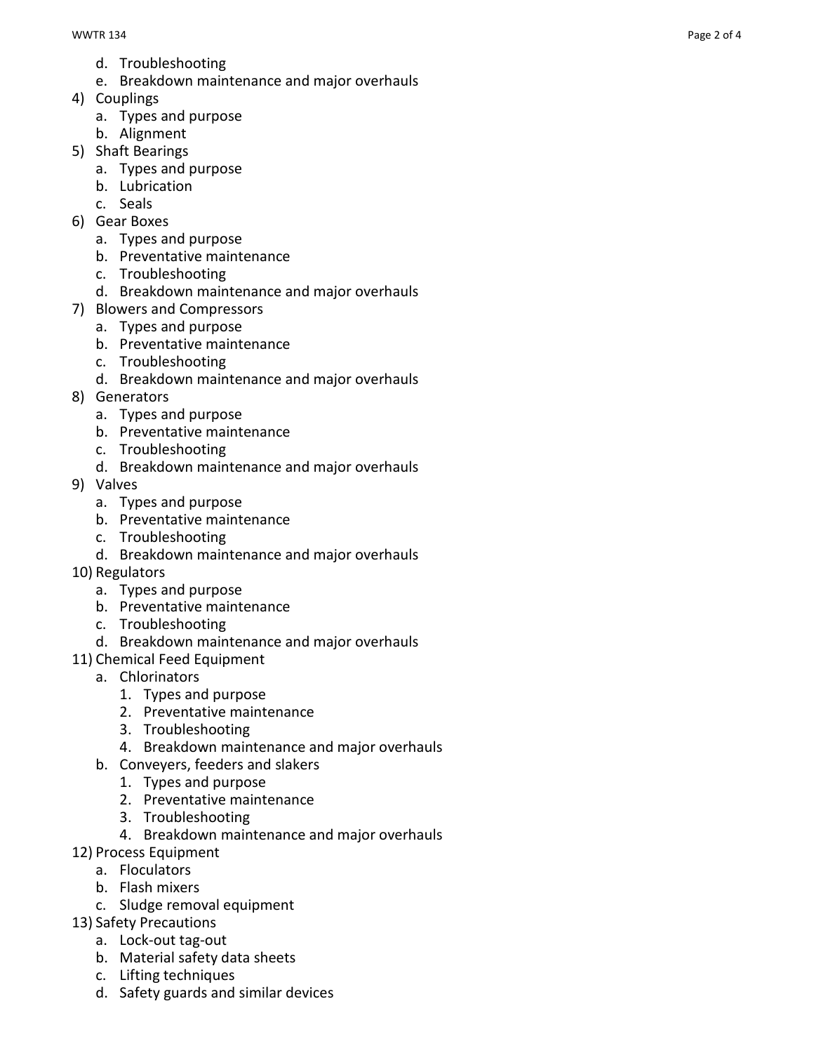d. Troubleshooting
   e. Breakdown maintenance and major overhauls
4) Couplings
   a. Types and purpose
   b. Alignment
5) Shaft Bearings
   a. Types and purpose
   b. Lubrication
   c. Seals
6) Gear Boxes
   a. Types and purpose
   b. Preventative maintenance
   c. Troubleshooting
   d. Breakdown maintenance and major overhauls
7) Blowers and Compressors
   a. Types and purpose
   b. Preventative maintenance
   c. Troubleshooting
   d. Breakdown maintenance and major overhauls
8) Generators
   a. Types and purpose
   b. Preventative maintenance
   c. Troubleshooting
   d. Breakdown maintenance and major overhauls
9) Valves
   a. Types and purpose
   b. Preventative maintenance
   c. Troubleshooting
   d. Breakdown maintenance and major overhauls
10) Regulators
   a. Types and purpose
   b. Preventative maintenance
   c. Troubleshooting
   d. Breakdown maintenance and major overhauls
11) Chemical Feed Equipment
   a. Chlorinators
      1. Types and purpose
      2. Preventative maintenance
      3. Troubleshooting
      4. Breakdown maintenance and major overhauls
   b. Conveyers, feeders and slakers
      1. Types and purpose
      2. Preventative maintenance
      3. Troubleshooting
      4. Breakdown maintenance and major overhauls
12) Process Equipment
   a. Floculators
   b. Flash mixers
   c. Sludge removal equipment
13) Safety Precautions
   a. Lock-out tag-out
   b. Material safety data sheets
   c. Lifting techniques
   d. Safety guards and similar devices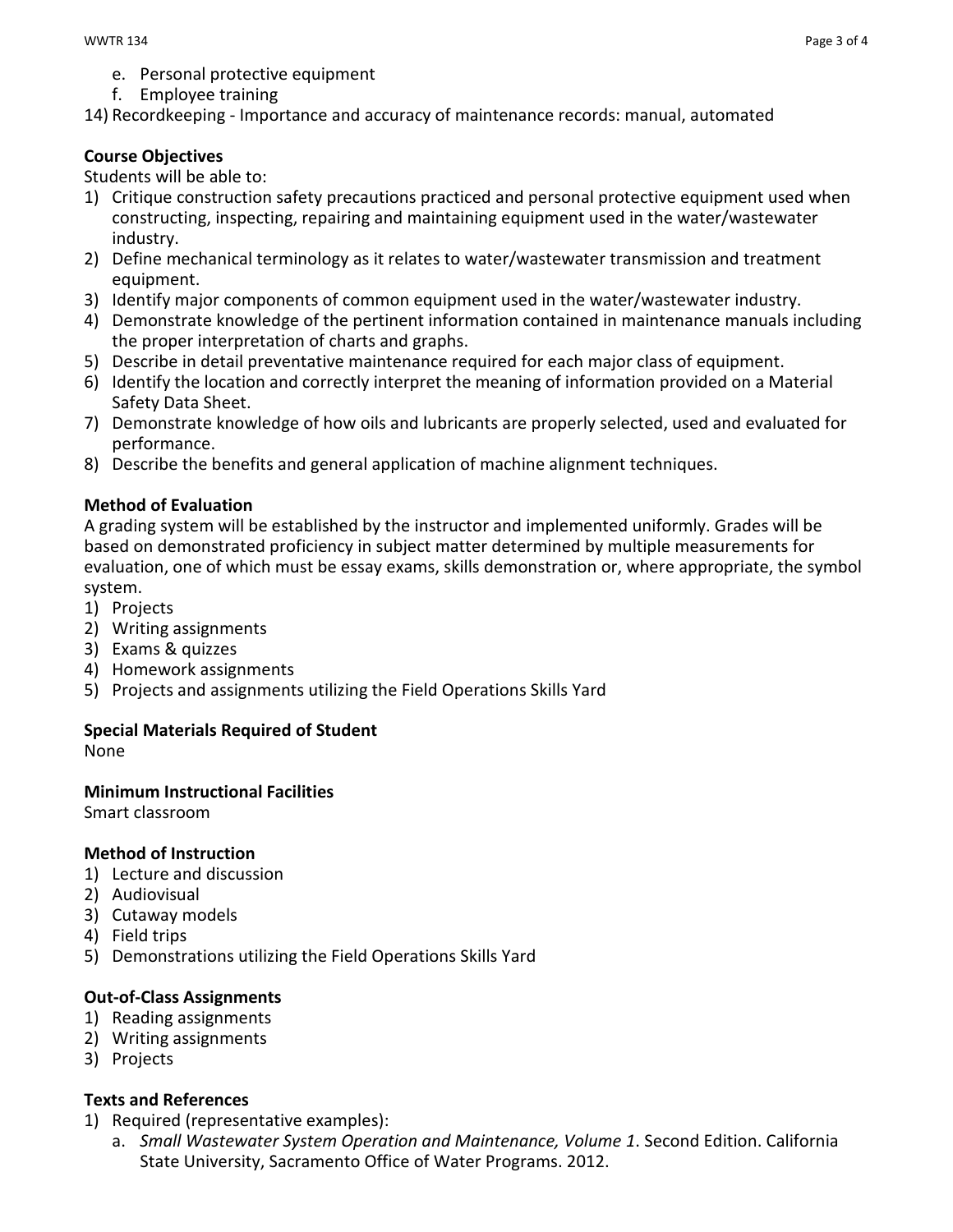e. Personal protective equipment
   f. Employee training

14) Recordkeeping - Importance and accuracy of maintenance records: manual, automated

**Course Objectives**

Students will be able to:

1) Critique construction safety precautions practiced and personal protective equipment used when constructing, inspecting, repairing and maintaining equipment used in the water/wastewater industry.
2) Define mechanical terminology as it relates to water/wastewater transmission and treatment equipment.
3) Identify major components of common equipment used in the water/wastewater industry.
4) Demonstrate knowledge of the pertinent information contained in maintenance manuals including the proper interpretation of charts and graphs.
5) Describe in detail preventative maintenance required for each major class of equipment.
6) Identify the location and correctly interpret the meaning of information provided on a Material Safety Data Sheet.
7) Demonstrate knowledge of how oils and lubricants are properly selected, used and evaluated for performance.
8) Describe the benefits and general application of machine alignment techniques.

**Method of Evaluation**

A grading system will be established by the instructor and implemented uniformly. Grades will be based on demonstrated proficiency in subject matter determined by multiple measurements for evaluation, one of which must be essay exams, skills demonstration or, where appropriate, the symbol system.

1) Projects
2) Writing assignments
3) Exams & quizzes
4) Homework assignments
5) Projects and assignments utilizing the Field Operations Skills Yard

**Special Materials Required of Student**

None

**Minimum Instructional Facilities**

Smart classroom

**Method of Instruction**

1) Lecture and discussion
2) Audiovisual
3) Cutaway models
4) Field trips
5) Demonstrations utilizing the Field Operations Skills Yard

**Out-of-Class Assignments**

1) Reading assignments
2) Writing assignments
3) Projects

**Texts and References**

1) Required (representative examples):
   a. *Small Wastewater System Operation and Maintenance, Volume 1*. Second Edition. California State University, Sacramento Office of Water Programs. 2012.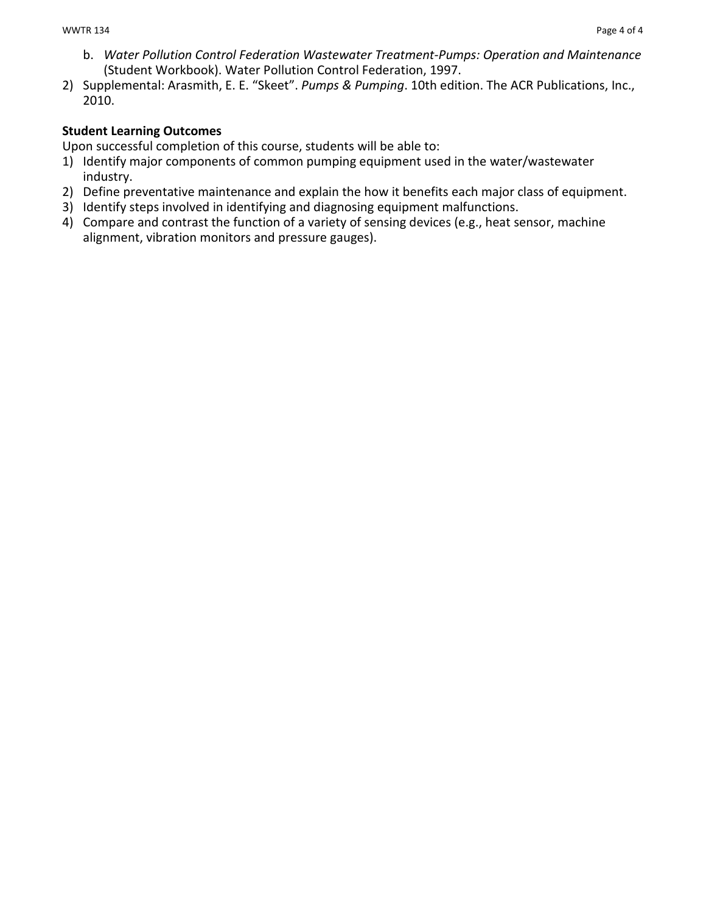b. *Water Pollution Control Federation Wastewater Treatment-Pumps: Operation and Maintenance* (Student Workbook). Water Pollution Control Federation, 1997.

2) Supplemental: Arasmith, E. E. “Skeet”. *Pumps & Pumping*. 10th edition. The ACR Publications, Inc., 2010.

**Student Learning Outcomes**

Upon successful completion of this course, students will be able to:

1) Identify major components of common pumping equipment used in the water/wastewater industry.
2) Define preventative maintenance and explain the how it benefits each major class of equipment.
3) Identify steps involved in identifying and diagnosing equipment malfunctions.
4) Compare and contrast the function of a variety of sensing devices (e.g., heat sensor, machine alignment, vibration monitors and pressure gauges).